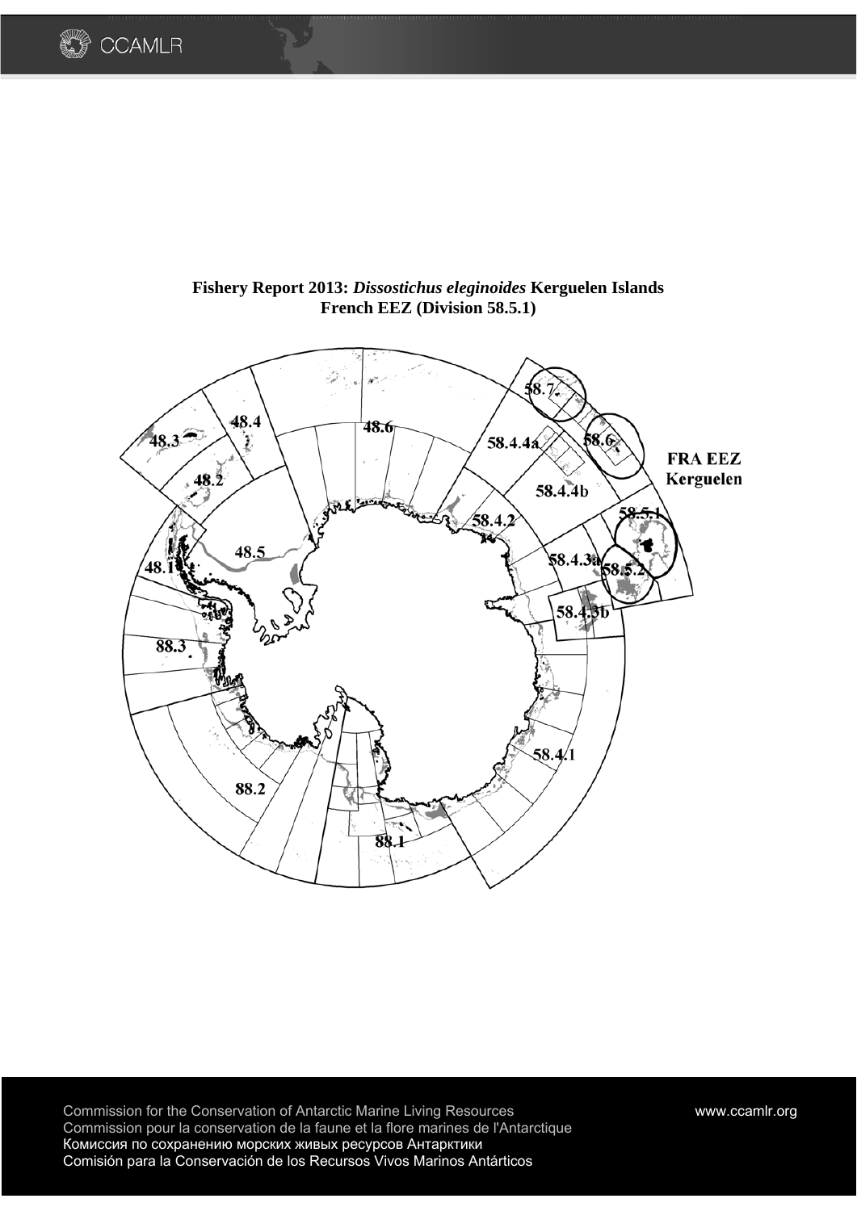# Fishery Report 2013: *Dissostichus eleginoides* Kerguelen Islands French EEZ (Division 58.5.1)

Commission for the Conservation of Antarctic Marine Living Resources
Commission pour la conservation de la faune et la flore marines de l'Antarctique
Комиссия по сохранению морских живых ресурсов Антарктики
Comisión para la Conservación de los Recursos Vivos Marinos Antárticos

www.ccamlr.org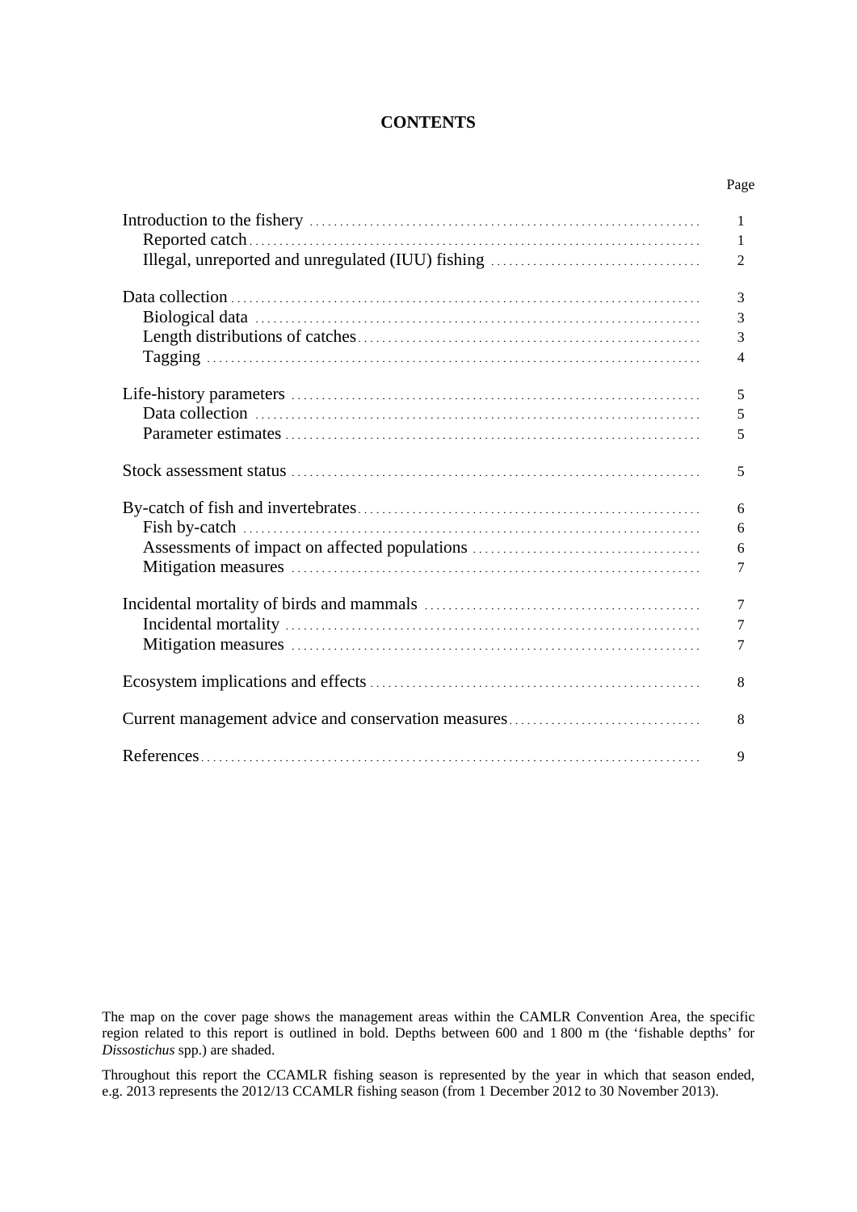# CONTENTS

| | Page |
|---|---|
| Introduction to the fishery | 1 |
| Reported catch | 1 |
| Illegal, unreported and unregulated (IUU) fishing | 2 |
| Data collection | 3 |
| Biological data | 3 |
| Length distributions of catches | 3 |
| Tagging | 4 |
| Life-history parameters | 5 |
| Data collection | 5 |
| Parameter estimates | 5 |
| Stock assessment status | 5 |
| By-catch of fish and invertebrates | 6 |
| Fish by-catch | 6 |
| Assessments of impact on affected populations | 6 |
| Mitigation measures | 7 |
| Incidental mortality of birds and mammals | 7 |
| Incidental mortality | 7 |
| Mitigation measures | 7 |
| Ecosystem implications and effects | 8 |
| Current management advice and conservation measures | 8 |
| References | 9 |

The map on the cover page shows the management areas within the CAMLR Convention Area, the specific region related to this report is outlined in bold. Depths between 600 and 1 800 m (the 'fishable depths' for *Dissostichus* spp.) are shaded.

Throughout this report the CCAMLR fishing season is represented by the year in which that season ended, e.g. 2013 represents the 2012/13 CCAMLR fishing season (from 1 December 2012 to 30 November 2013).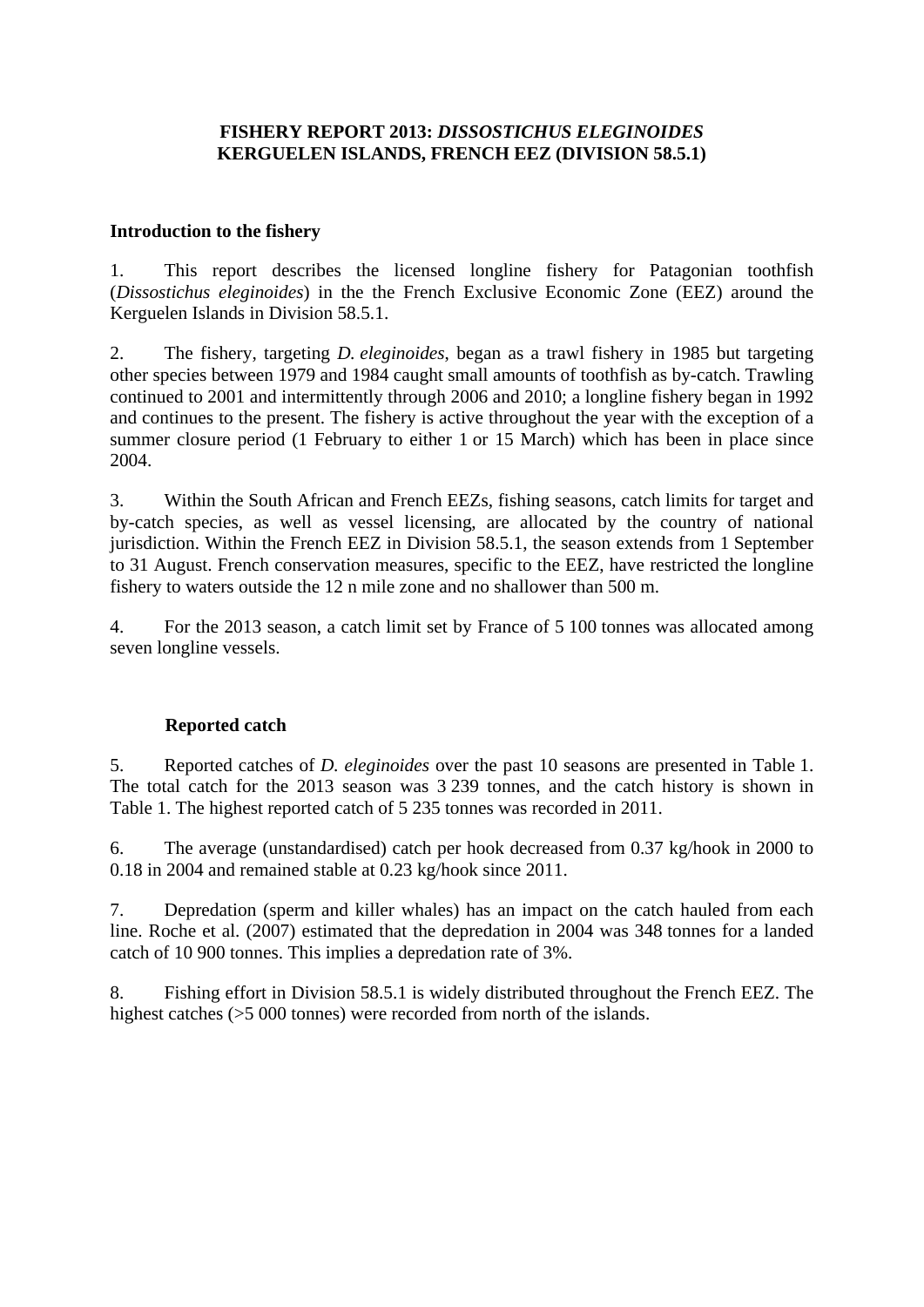**FISHERY REPORT 2013: *DISSOSTICHUS ELEGINOIDES***
**KERGUELEN ISLANDS, FRENCH EEZ (DIVISION 58.5.1)**

### Introduction to the fishery

1. This report describes the licensed longline fishery for Patagonian toothfish (*Dissostichus eleginoides*) in the the French Exclusive Economic Zone (EEZ) around the Kerguelen Islands in Division 58.5.1.

2. The fishery, targeting *D. eleginoides*, began as a trawl fishery in 1985 but targeting other species between 1979 and 1984 caught small amounts of toothfish as by-catch. Trawling continued to 2001 and intermittently through 2006 and 2010; a longline fishery began in 1992 and continues to the present. The fishery is active throughout the year with the exception of a summer closure period (1 February to either 1 or 15 March) which has been in place since 2004.

3. Within the South African and French EEZs, fishing seasons, catch limits for target and by-catch species, as well as vessel licensing, are allocated by the country of national jurisdiction. Within the French EEZ in Division 58.5.1, the season extends from 1 September to 31 August. French conservation measures, specific to the EEZ, have restricted the longline fishery to waters outside the 12 n mile zone and no shallower than 500 m.

4. For the 2013 season, a catch limit set by France of 5 100 tonnes was allocated among seven longline vessels.

#### Reported catch

5. Reported catches of *D. eleginoides* over the past 10 seasons are presented in Table 1. The total catch for the 2013 season was 3 239 tonnes, and the catch history is shown in Table 1. The highest reported catch of 5 235 tonnes was recorded in 2011.

6. The average (unstandardised) catch per hook decreased from 0.37 kg/hook in 2000 to 0.18 in 2004 and remained stable at 0.23 kg/hook since 2011.

7. Depredation (sperm and killer whales) has an impact on the catch hauled from each line. Roche et al. (2007) estimated that the depredation in 2004 was 348 tonnes for a landed catch of 10 900 tonnes. This implies a depredation rate of 3%.

8. Fishing effort in Division 58.5.1 is widely distributed throughout the French EEZ. The highest catches (>5 000 tonnes) were recorded from north of the islands.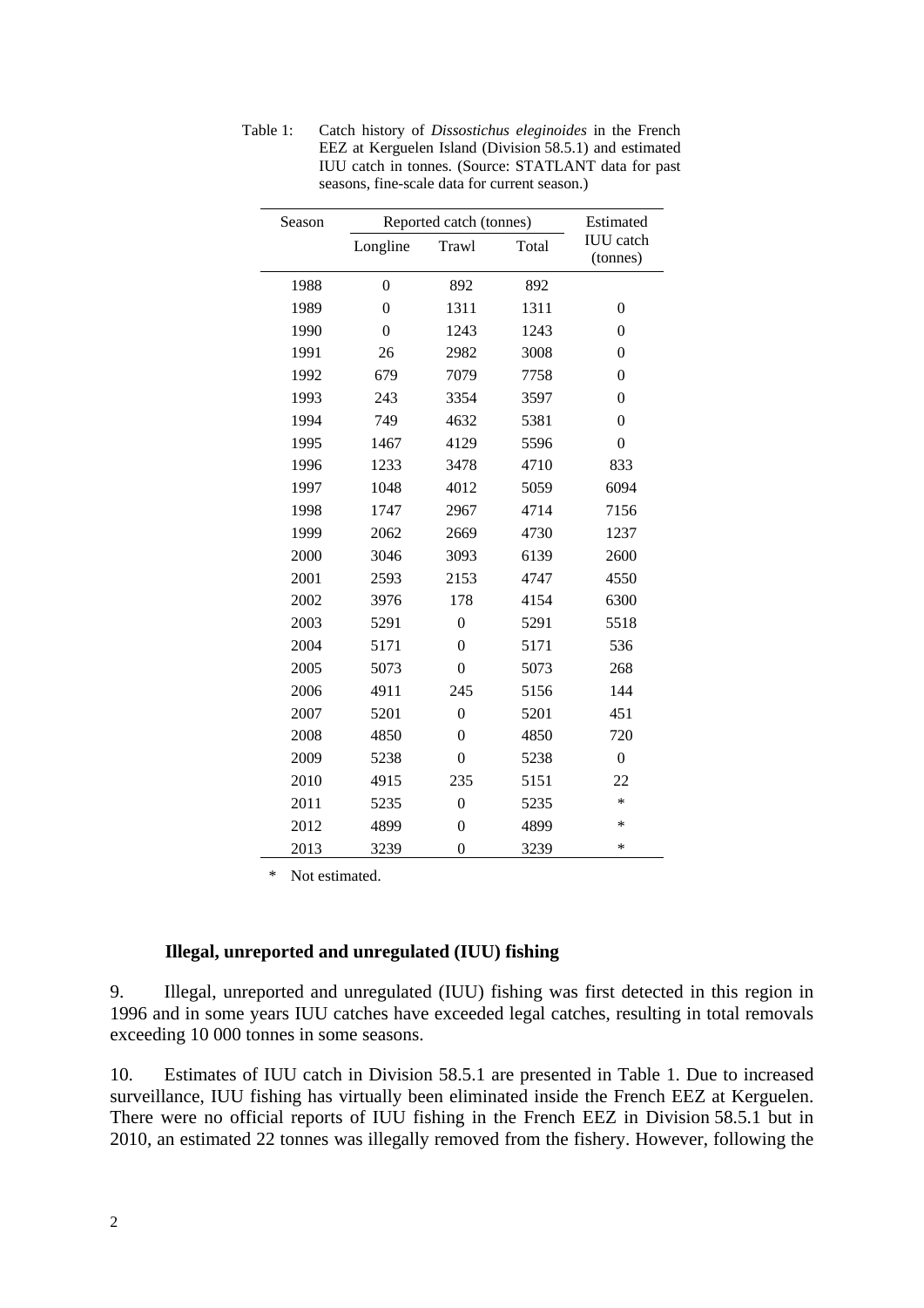Table 1: Catch history of *Dissostichus eleginoides* in the French EEZ at Kerguelen Island (Division 58.5.1) and estimated IUU catch in tonnes. (Source: STATLANT data for past seasons, fine-scale data for current season.)

| Season | Reported catch (tonnes) | | | Estimated IUU catch (tonnes) |
|---|---|---|---|---|
| | Longline | Trawl | Total | |
| 1988 | 0 | 892 | 892 | |
| 1989 | 0 | 1311 | 1311 | 0 |
| 1990 | 0 | 1243 | 1243 | 0 |
| 1991 | 26 | 2982 | 3008 | 0 |
| 1992 | 679 | 7079 | 7758 | 0 |
| 1993 | 243 | 3354 | 3597 | 0 |
| 1994 | 749 | 4632 | 5381 | 0 |
| 1995 | 1467 | 4129 | 5596 | 0 |
| 1996 | 1233 | 3478 | 4710 | 833 |
| 1997 | 1048 | 4012 | 5059 | 6094 |
| 1998 | 1747 | 2967 | 4714 | 7156 |
| 1999 | 2062 | 2669 | 4730 | 1237 |
| 2000 | 3046 | 3093 | 6139 | 2600 |
| 2001 | 2593 | 2153 | 4747 | 4550 |
| 2002 | 3976 | 178 | 4154 | 6300 |
| 2003 | 5291 | 0 | 5291 | 5518 |
| 2004 | 5171 | 0 | 5171 | 536 |
| 2005 | 5073 | 0 | 5073 | 268 |
| 2006 | 4911 | 245 | 5156 | 144 |
| 2007 | 5201 | 0 | 5201 | 451 |
| 2008 | 4850 | 0 | 4850 | 720 |
| 2009 | 5238 | 0 | 5238 | 0 |
| 2010 | 4915 | 235 | 5151 | 22 |
| 2011 | 5235 | 0 | 5235 | * |
| 2012 | 4899 | 0 | 4899 | * |
| 2013 | 3239 | 0 | 3239 | * |

\* Not estimated.

### Illegal, unreported and unregulated (IUU) fishing

9. Illegal, unreported and unregulated (IUU) fishing was first detected in this region in 1996 and in some years IUU catches have exceeded legal catches, resulting in total removals exceeding 10 000 tonnes in some seasons.

10. Estimates of IUU catch in Division 58.5.1 are presented in Table 1. Due to increased surveillance, IUU fishing has virtually been eliminated inside the French EEZ at Kerguelen. There were no official reports of IUU fishing in the French EEZ in Division 58.5.1 but in 2010, an estimated 22 tonnes was illegally removed from the fishery. However, following the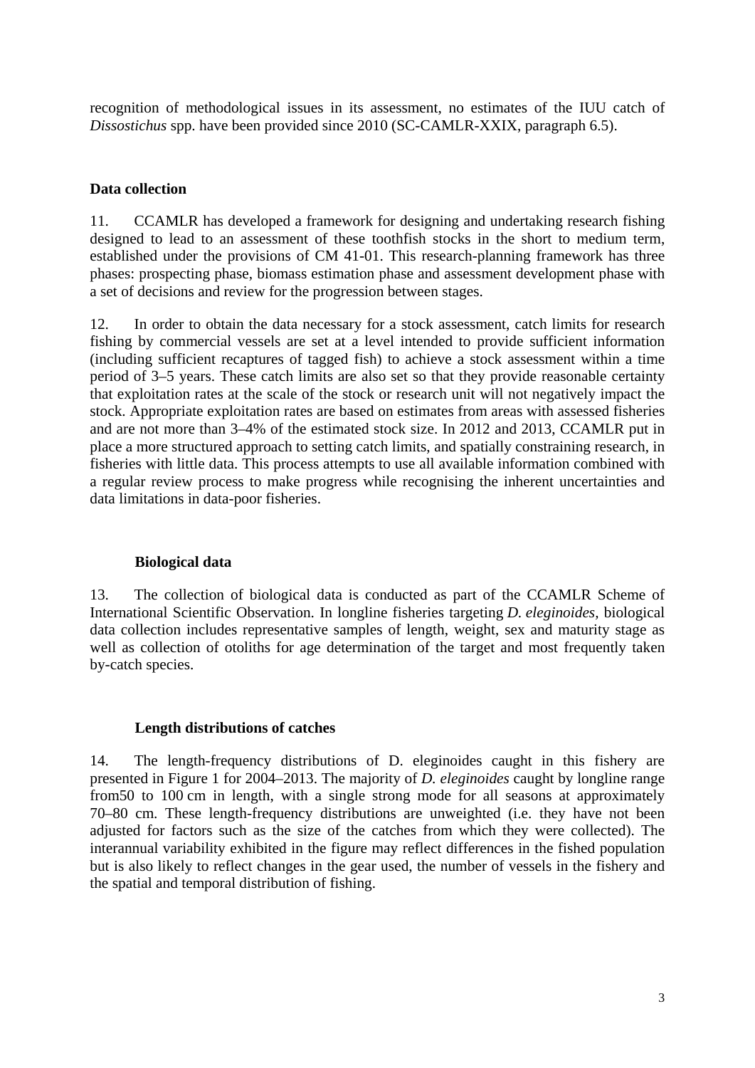recognition of methodological issues in its assessment, no estimates of the IUU catch of *Dissostichus* spp. have been provided since 2010 (SC-CAMLR-XXIX, paragraph 6.5).

## Data collection

11. CCAMLR has developed a framework for designing and undertaking research fishing designed to lead to an assessment of these toothfish stocks in the short to medium term, established under the provisions of CM 41-01. This research-planning framework has three phases: prospecting phase, biomass estimation phase and assessment development phase with a set of decisions and review for the progression between stages.

12. In order to obtain the data necessary for a stock assessment, catch limits for research fishing by commercial vessels are set at a level intended to provide sufficient information (including sufficient recaptures of tagged fish) to achieve a stock assessment within a time period of 3–5 years. These catch limits are also set so that they provide reasonable certainty that exploitation rates at the scale of the stock or research unit will not negatively impact the stock. Appropriate exploitation rates are based on estimates from areas with assessed fisheries and are not more than 3–4% of the estimated stock size. In 2012 and 2013, CCAMLR put in place a more structured approach to setting catch limits, and spatially constraining research, in fisheries with little data. This process attempts to use all available information combined with a regular review process to make progress while recognising the inherent uncertainties and data limitations in data-poor fisheries.

### Biological data

13. The collection of biological data is conducted as part of the CCAMLR Scheme of International Scientific Observation. In longline fisheries targeting *D. eleginoides*, biological data collection includes representative samples of length, weight, sex and maturity stage as well as collection of otoliths for age determination of the target and most frequently taken by-catch species.

### Length distributions of catches

14. The length-frequency distributions of D. eleginoides caught in this fishery are presented in Figure 1 for 2004–2013. The majority of *D. eleginoides* caught by longline range from50 to 100 cm in length, with a single strong mode for all seasons at approximately 70–80 cm. These length-frequency distributions are unweighted (i.e. they have not been adjusted for factors such as the size of the catches from which they were collected). The interannual variability exhibited in the figure may reflect differences in the fished population but is also likely to reflect changes in the gear used, the number of vessels in the fishery and the spatial and temporal distribution of fishing.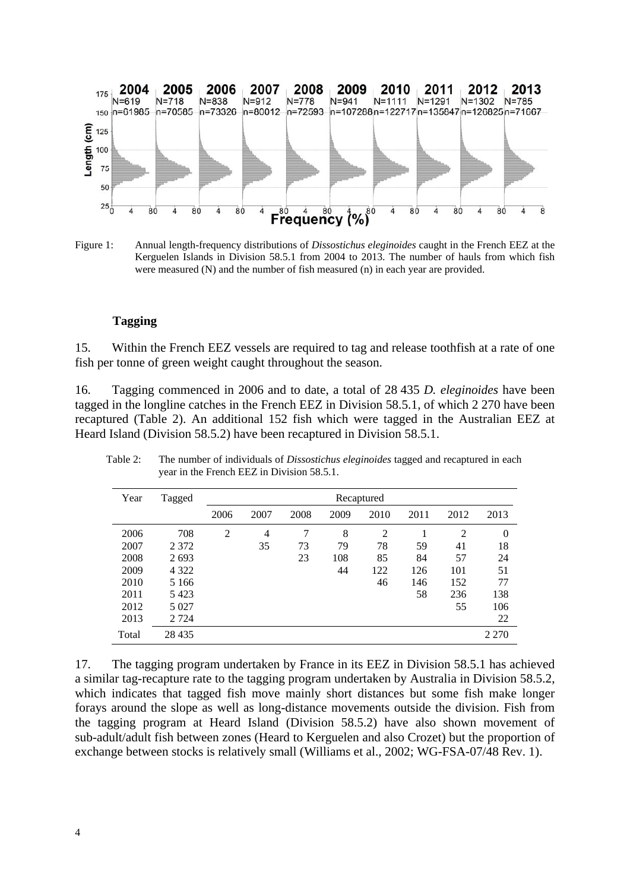Figure 1: Annual length-frequency distributions of *Dissostichus eleginoides* caught in the French EEZ at the Kerguelen Islands in Division 58.5.1 from 2004 to 2013. The number of hauls from which fish were measured (N) and the number of fish measured (n) in each year are provided.

### Tagging

15. Within the French EEZ vessels are required to tag and release toothfish at a rate of one fish per tonne of green weight caught throughout the season.

16. Tagging commenced in 2006 and to date, a total of 28 435 *D. eleginoides* have been tagged in the longline catches in the French EEZ in Division 58.5.1, of which 2 270 have been recaptured (Table 2). An additional 152 fish which were tagged in the Australian EEZ at Heard Island (Division 58.5.2) have been recaptured in Division 58.5.1.

Table 2: The number of individuals of *Dissostichus eleginoides* tagged and recaptured in each year in the French EEZ in Division 58.5.1.

| Year | Tagged | Recaptured | | | | | | | |
|---|---|---|---|---|---|---|---|---|---|
| | | 2006 | 2007 | 2008 | 2009 | 2010 | 2011 | 2012 | 2013 |
| 2006 | 708 | 2 | 4 | 7 | 8 | 2 | 1 | 2 | 0 |
| 2007 | 2 372 | | 35 | 73 | 79 | 78 | 59 | 41 | 18 |
| 2008 | 2 693 | | | 23 | 108 | 85 | 84 | 57 | 24 |
| 2009 | 4 322 | | | | 44 | 122 | 126 | 101 | 51 |
| 2010 | 5 166 | | | | | 46 | 146 | 152 | 77 |
| 2011 | 5 423 | | | | | | 58 | 236 | 138 |
| 2012 | 5 027 | | | | | | | 55 | 106 |
| 2013 | 2 724 | | | | | | | | 22 |
| Total | 28 435 | | | | | | | | 2 270 |

17. The tagging program undertaken by France in its EEZ in Division 58.5.1 has achieved a similar tag-recapture rate to the tagging program undertaken by Australia in Division 58.5.2, which indicates that tagged fish move mainly short distances but some fish make longer forays around the slope as well as long-distance movements outside the division. Fish from the tagging program at Heard Island (Division 58.5.2) have also shown movement of sub-adult/adult fish between zones (Heard to Kerguelen and also Crozet) but the proportion of exchange between stocks is relatively small (Williams et al., 2002; WG-FSA-07/48 Rev. 1).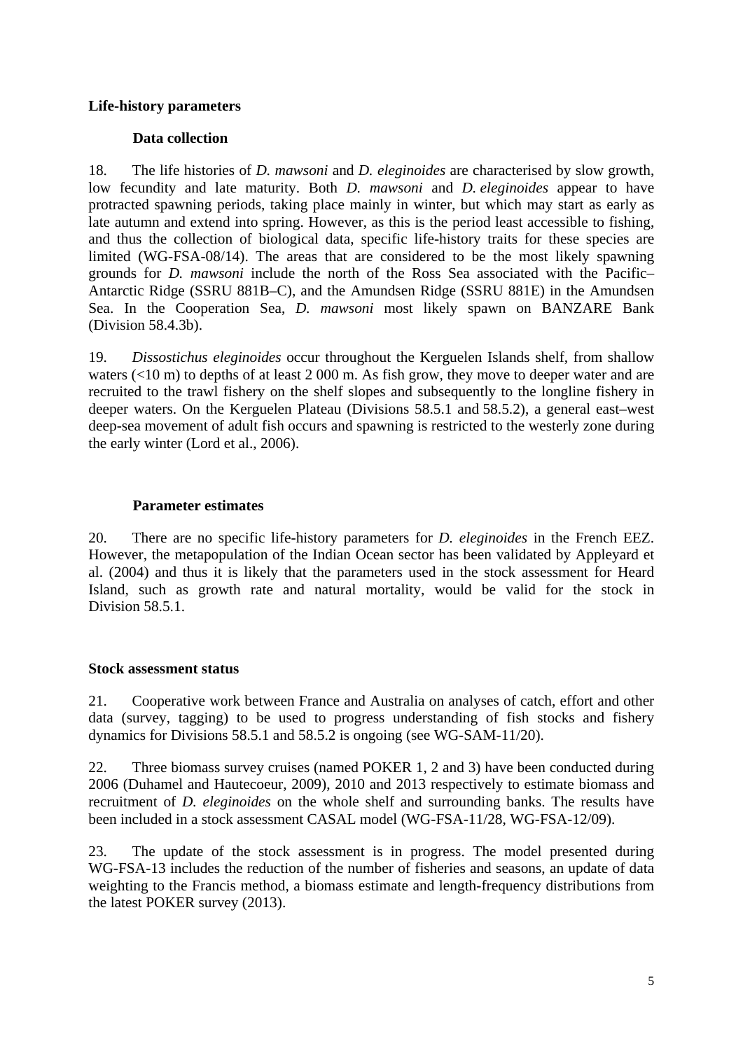## Life-history parameters

### Data collection

18. The life histories of *D. mawsoni* and *D. eleginoides* are characterised by slow growth, low fecundity and late maturity. Both *D. mawsoni* and *D. eleginoides* appear to have protracted spawning periods, taking place mainly in winter, but which may start as early as late autumn and extend into spring. However, as this is the period least accessible to fishing, and thus the collection of biological data, specific life-history traits for these species are limited (WG-FSA-08/14). The areas that are considered to be the most likely spawning grounds for *D. mawsoni* include the north of the Ross Sea associated with the Pacific–Antarctic Ridge (SSRU 881B–C), and the Amundsen Ridge (SSRU 881E) in the Amundsen Sea. In the Cooperation Sea, *D. mawsoni* most likely spawn on BANZARE Bank (Division 58.4.3b).

19. *Dissostichus eleginoides* occur throughout the Kerguelen Islands shelf, from shallow waters (<10 m) to depths of at least 2 000 m. As fish grow, they move to deeper water and are recruited to the trawl fishery on the shelf slopes and subsequently to the longline fishery in deeper waters. On the Kerguelen Plateau (Divisions 58.5.1 and 58.5.2), a general east–west deep-sea movement of adult fish occurs and spawning is restricted to the westerly zone during the early winter (Lord et al., 2006).

### Parameter estimates

20. There are no specific life-history parameters for *D. eleginoides* in the French EEZ. However, the metapopulation of the Indian Ocean sector has been validated by Appleyard et al. (2004) and thus it is likely that the parameters used in the stock assessment for Heard Island, such as growth rate and natural mortality, would be valid for the stock in Division 58.5.1.

## Stock assessment status

21. Cooperative work between France and Australia on analyses of catch, effort and other data (survey, tagging) to be used to progress understanding of fish stocks and fishery dynamics for Divisions 58.5.1 and 58.5.2 is ongoing (see WG-SAM-11/20).

22. Three biomass survey cruises (named POKER 1, 2 and 3) have been conducted during 2006 (Duhamel and Hautecoeur, 2009), 2010 and 2013 respectively to estimate biomass and recruitment of *D. eleginoides* on the whole shelf and surrounding banks. The results have been included in a stock assessment CASAL model (WG-FSA-11/28, WG-FSA-12/09).

23. The update of the stock assessment is in progress. The model presented during WG-FSA-13 includes the reduction of the number of fisheries and seasons, an update of data weighting to the Francis method, a biomass estimate and length-frequency distributions from the latest POKER survey (2013).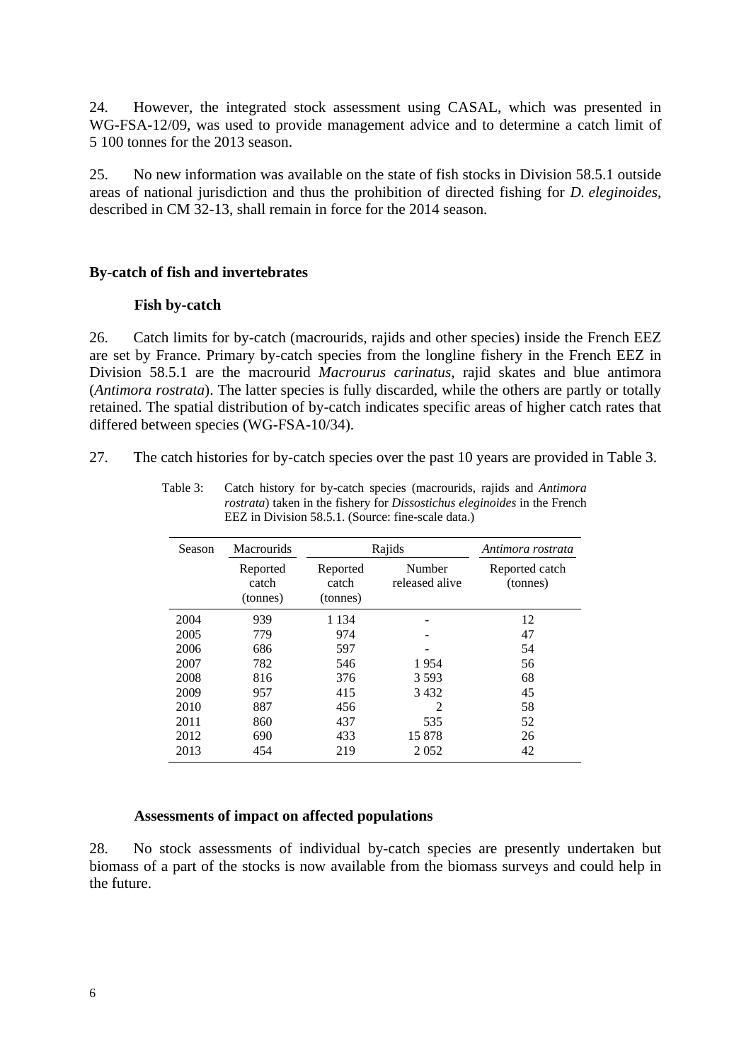24. However, the integrated stock assessment using CASAL, which was presented in WG-FSA-12/09, was used to provide management advice and to determine a catch limit of 5 100 tonnes for the 2013 season.

25. No new information was available on the state of fish stocks in Division 58.5.1 outside areas of national jurisdiction and thus the prohibition of directed fishing for *D. eleginoides*, described in CM 32-13, shall remain in force for the 2014 season.

## By-catch of fish and invertebrates

### Fish by-catch

26. Catch limits for by-catch (macrourids, rajids and other species) inside the French EEZ are set by France. Primary by-catch species from the longline fishery in the French EEZ in Division 58.5.1 are the macrourid *Macrourus carinatus*, rajid skates and blue antimora (*Antimora rostrata*). The latter species is fully discarded, while the others are partly or totally retained. The spatial distribution of by-catch indicates specific areas of higher catch rates that differed between species (WG-FSA-10/34).

27. The catch histories for by-catch species over the past 10 years are provided in Table 3.

Table 3: Catch history for by-catch species (macrourids, rajids and *Antimora rostrata*) taken in the fishery for *Dissostichus eleginoides* in the French EEZ in Division 58.5.1. (Source: fine-scale data.)

| Season | Macrourids | Rajids | | *Antimora rostrata* |
|---|---|---|---|---|
| | Reported catch (tonnes) | Reported catch (tonnes) | Number released alive | Reported catch (tonnes) |
| 2004 | 939 | 1 134 | - | 12 |
| 2005 | 779 | 974 | - | 47 |
| 2006 | 686 | 597 | - | 54 |
| 2007 | 782 | 546 | 1 954 | 56 |
| 2008 | 816 | 376 | 3 593 | 68 |
| 2009 | 957 | 415 | 3 432 | 45 |
| 2010 | 887 | 456 | 2 | 58 |
| 2011 | 860 | 437 | 535 | 52 |
| 2012 | 690 | 433 | 15 878 | 26 |
| 2013 | 454 | 219 | 2 052 | 42 |

### Assessments of impact on affected populations

28. No stock assessments of individual by-catch species are presently undertaken but biomass of a part of the stocks is now available from the biomass surveys and could help in the future.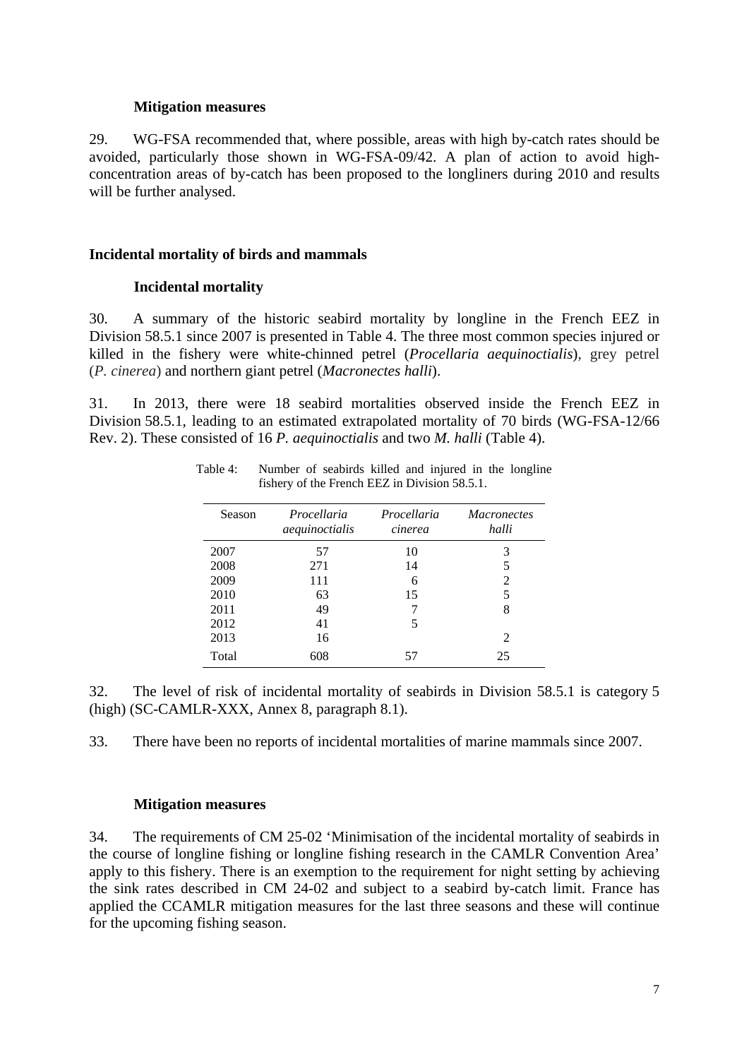### Mitigation measures

29. WG-FSA recommended that, where possible, areas with high by-catch rates should be avoided, particularly those shown in WG-FSA-09/42. A plan of action to avoid high-concentration areas of by-catch has been proposed to the longliners during 2010 and results will be further analysed.

## Incidental mortality of birds and mammals

### Incidental mortality

30. A summary of the historic seabird mortality by longline in the French EEZ in Division 58.5.1 since 2007 is presented in Table 4. The three most common species injured or killed in the fishery were white-chinned petrel (*Procellaria aequinoctialis*), grey petrel (*P. cinerea*) and northern giant petrel (*Macronectes halli*).

31. In 2013, there were 18 seabird mortalities observed inside the French EEZ in Division 58.5.1, leading to an estimated extrapolated mortality of 70 birds (WG-FSA-12/66 Rev. 2). These consisted of 16 *P. aequinoctialis* and two *M. halli* (Table 4).

Table 4: Number of seabirds killed and injured in the longline fishery of the French EEZ in Division 58.5.1.

| Season | *Procellaria aequinoctialis* | *Procellaria cinerea* | *Macronectes halli* |
|---|---|---|---|
| 2007 | 57 | 10 | 3 |
| 2008 | 271 | 14 | 5 |
| 2009 | 111 | 6 | 2 |
| 2010 | 63 | 15 | 5 |
| 2011 | 49 | 7 | 8 |
| 2012 | 41 | 5 | |
| 2013 | 16 | | 2 |
| Total | 608 | 57 | 25 |

32. The level of risk of incidental mortality of seabirds in Division 58.5.1 is category 5 (high) (SC-CAMLR-XXX, Annex 8, paragraph 8.1).

33. There have been no reports of incidental mortalities of marine mammals since 2007.

### Mitigation measures

34. The requirements of CM 25-02 'Minimisation of the incidental mortality of seabirds in the course of longline fishing or longline fishing research in the CAMLR Convention Area' apply to this fishery. There is an exemption to the requirement for night setting by achieving the sink rates described in CM 24-02 and subject to a seabird by-catch limit. France has applied the CCAMLR mitigation measures for the last three seasons and these will continue for the upcoming fishing season.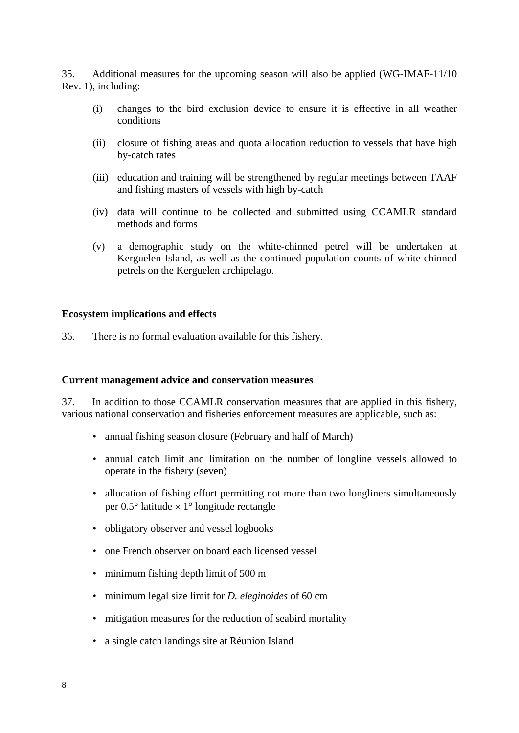35. Additional measures for the upcoming season will also be applied (WG-IMAF-11/10 Rev. 1), including:

(i) changes to the bird exclusion device to ensure it is effective in all weather conditions

(ii) closure of fishing areas and quota allocation reduction to vessels that have high by-catch rates

(iii) education and training will be strengthened by regular meetings between TAAF and fishing masters of vessels with high by-catch

(iv) data will continue to be collected and submitted using CCAMLR standard methods and forms

(v) a demographic study on the white-chinned petrel will be undertaken at Kerguelen Island, as well as the continued population counts of white-chinned petrels on the Kerguelen archipelago.

**Ecosystem implications and effects**

36. There is no formal evaluation available for this fishery.

**Current management advice and conservation measures**

37. In addition to those CCAMLR conservation measures that are applied in this fishery, various national conservation and fisheries enforcement measures are applicable, such as:

- annual fishing season closure (February and half of March)
- annual catch limit and limitation on the number of longline vessels allowed to operate in the fishery (seven)
- allocation of fishing effort permitting not more than two longliners simultaneously per 0.5° latitude × 1° longitude rectangle
- obligatory observer and vessel logbooks
- one French observer on board each licensed vessel
- minimum fishing depth limit of 500 m
- minimum legal size limit for *D. eleginoides* of 60 cm
- mitigation measures for the reduction of seabird mortality
- a single catch landings site at Réunion Island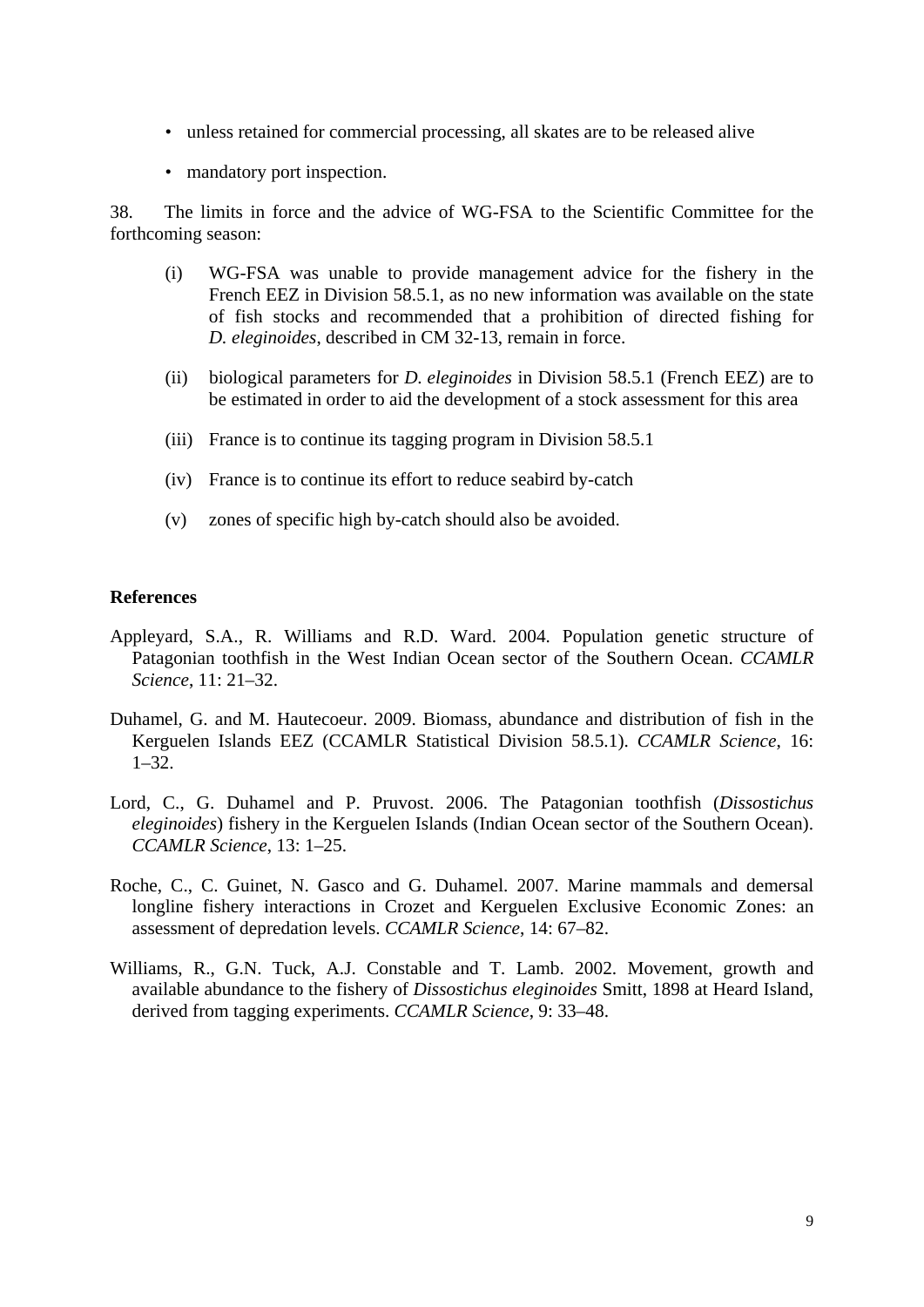- unless retained for commercial processing, all skates are to be released alive
- mandatory port inspection.

38. The limits in force and the advice of WG-FSA to the Scientific Committee for the forthcoming season:

(i) WG-FSA was unable to provide management advice for the fishery in the French EEZ in Division 58.5.1, as no new information was available on the state of fish stocks and recommended that a prohibition of directed fishing for *D. eleginoides*, described in CM 32-13, remain in force.

(ii) biological parameters for *D. eleginoides* in Division 58.5.1 (French EEZ) are to be estimated in order to aid the development of a stock assessment for this area

(iii) France is to continue its tagging program in Division 58.5.1

(iv) France is to continue its effort to reduce seabird by-catch

(v) zones of specific high by-catch should also be avoided.

## References

Appleyard, S.A., R. Williams and R.D. Ward. 2004. Population genetic structure of Patagonian toothfish in the West Indian Ocean sector of the Southern Ocean. *CCAMLR Science*, 11: 21–32.

Duhamel, G. and M. Hautecoeur. 2009. Biomass, abundance and distribution of fish in the Kerguelen Islands EEZ (CCAMLR Statistical Division 58.5.1). *CCAMLR Science*, 16: 1–32.

Lord, C., G. Duhamel and P. Pruvost. 2006. The Patagonian toothfish (*Dissostichus eleginoides*) fishery in the Kerguelen Islands (Indian Ocean sector of the Southern Ocean). *CCAMLR Science*, 13: 1–25.

Roche, C., C. Guinet, N. Gasco and G. Duhamel. 2007. Marine mammals and demersal longline fishery interactions in Crozet and Kerguelen Exclusive Economic Zones: an assessment of depredation levels. *CCAMLR Science*, 14: 67–82.

Williams, R., G.N. Tuck, A.J. Constable and T. Lamb. 2002. Movement, growth and available abundance to the fishery of *Dissostichus eleginoides* Smitt, 1898 at Heard Island, derived from tagging experiments. *CCAMLR Science*, 9: 33–48.